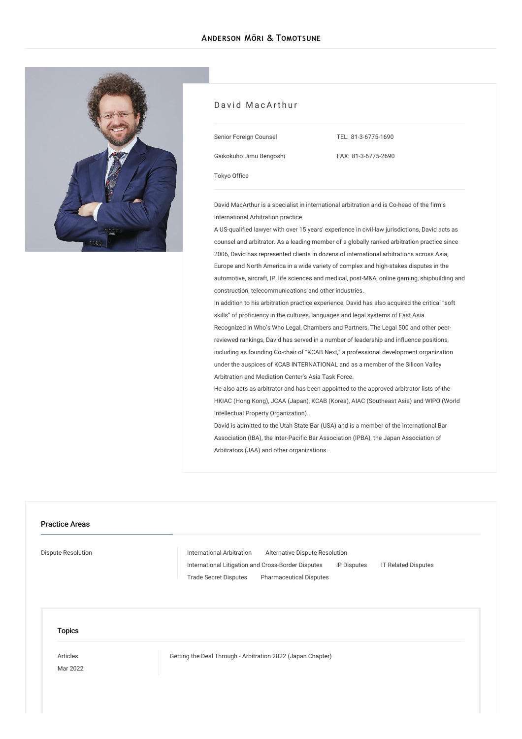# ANDERSON MŌRI & TOMOTSUNE

## David MacArthur

| | |
|---|---|
| Senior Foreign Counsel | TEL: 81-3-6775-1690 |
| Gaikokuho Jimu Bengoshi | FAX: 81-3-6775-2690 |
| Tokyo Office | |

David MacArthur is a specialist in international arbitration and is Co-head of the firm's International Arbitration practice.

A US-qualified lawyer with over 15 years' experience in civil-law jurisdictions, David acts as counsel and arbitrator. As a leading member of a globally ranked arbitration practice since 2006, David has represented clients in dozens of international arbitrations across Asia, Europe and North America in a wide variety of complex and high-stakes disputes in the automotive, aircraft, IP, life sciences and medical, post-M&A, online gaming, shipbuilding and construction, telecommunications and other industries.

In addition to his arbitration practice experience, David has also acquired the critical "soft skills" of proficiency in the cultures, languages and legal systems of East Asia.

Recognized in Who's Who Legal, Chambers and Partners, The Legal 500 and other peer-reviewed rankings, David has served in a number of leadership and influence positions, including as founding Co-chair of "KCAB Next," a professional development organization under the auspices of KCAB INTERNATIONAL and as a member of the Silicon Valley Arbitration and Mediation Center's Asia Task Force.

He also acts as arbitrator and has been appointed to the approved arbitrator lists of the HKIAC (Hong Kong), JCAA (Japan), KCAB (Korea), AIAC (Southeast Asia) and WIPO (World Intellectual Property Organization).

David is admitted to the Utah State Bar (USA) and is a member of the International Bar Association (IBA), the Inter-Pacific Bar Association (IPBA), the Japan Association of Arbitrators (JAA) and other organizations.

### Practice Areas

**Dispute Resolution**

- International Arbitration
- Alternative Dispute Resolution
- International Litigation and Cross-Border Disputes
- IP Disputes
- IT Related Disputes
- Trade Secret Disputes
- Pharmaceutical Disputes

### Topics

| | |
|---|---|
| Articles<br>Mar 2022 | Getting the Deal Through - Arbitration 2022 (Japan Chapter) |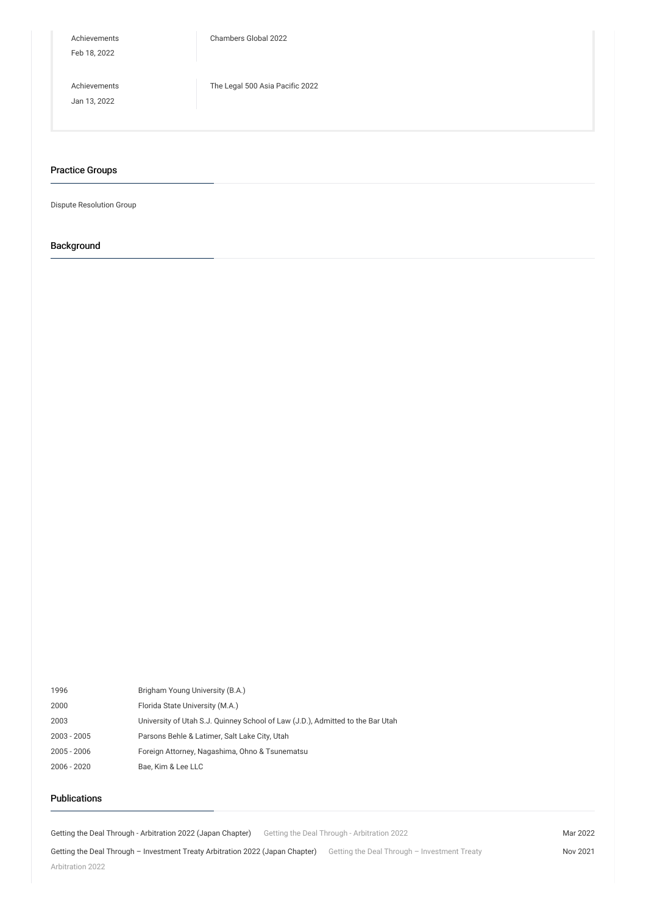| | |
|---|---|
| Achievements<br>Feb 18, 2022 | Chambers Global 2022 |
| Achievements<br>Jan 13, 2022 | The Legal 500 Asia Pacific 2022 |

## Practice Groups

Dispute Resolution Group

## Background

| | |
|---|---|
| 1996 | Brigham Young University (B.A.) |
| 2000 | Florida State University (M.A.) |
| 2003 | University of Utah S.J. Quinney School of Law (J.D.), Admitted to the Bar Utah |
| 2003 - 2005 | Parsons Behle & Latimer, Salt Lake City, Utah |
| 2005 - 2006 | Foreign Attorney, Nagashima, Ohno & Tsunematsu |
| 2006 - 2020 | Bae, Kim & Lee LLC |

## Publications

| | | |
|---|---|---|
| Getting the Deal Through - Arbitration 2022 (Japan Chapter) | Getting the Deal Through - Arbitration 2022 | Mar 2022 |
| Getting the Deal Through – Investment Treaty Arbitration 2022 (Japan Chapter) | Getting the Deal Through – Investment Treaty Arbitration 2022 | Nov 2021 |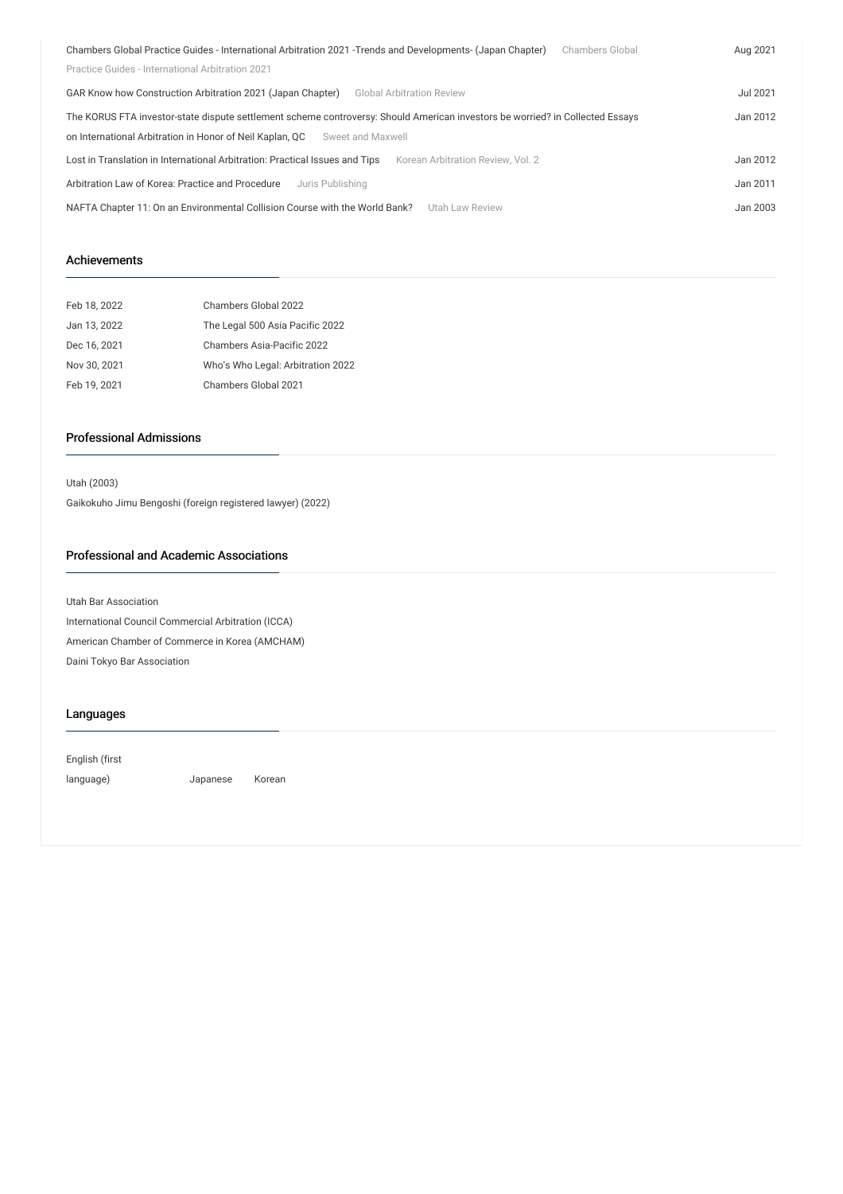| | |
|---|---|
| Chambers Global Practice Guides - International Arbitration 2021 -Trends and Developments- (Japan Chapter) Chambers Global Practice Guides - International Arbitration 2021 | Aug 2021 |
| GAR Know how Construction Arbitration 2021 (Japan Chapter) Global Arbitration Review | Jul 2021 |
| The KORUS FTA investor-state dispute settlement scheme controversy: Should American investors be worried? in Collected Essays on International Arbitration in Honor of Neil Kaplan, QC Sweet and Maxwell | Jan 2012 |
| Lost in Translation in International Arbitration: Practical Issues and Tips Korean Arbitration Review, Vol. 2 | Jan 2012 |
| Arbitration Law of Korea: Practice and Procedure Juris Publishing | Jan 2011 |
| NAFTA Chapter 11: On an Environmental Collision Course with the World Bank? Utah Law Review | Jan 2003 |

## Achievements

| | |
|---|---|
| Feb 18, 2022 | Chambers Global 2022 |
| Jan 13, 2022 | The Legal 500 Asia Pacific 2022 |
| Dec 16, 2021 | Chambers Asia-Pacific 2022 |
| Nov 30, 2021 | Who's Who Legal: Arbitration 2022 |
| Feb 19, 2021 | Chambers Global 2021 |

## Professional Admissions

Utah (2003)

Gaikokuho Jimu Bengoshi (foreign registered lawyer) (2022)

## Professional and Academic Associations

Utah Bar Association

International Council Commercial Arbitration (ICCA)

American Chamber of Commerce in Korea (AMCHAM)

Daini Tokyo Bar Association

## Languages

English (first language)

Japanese

Korean